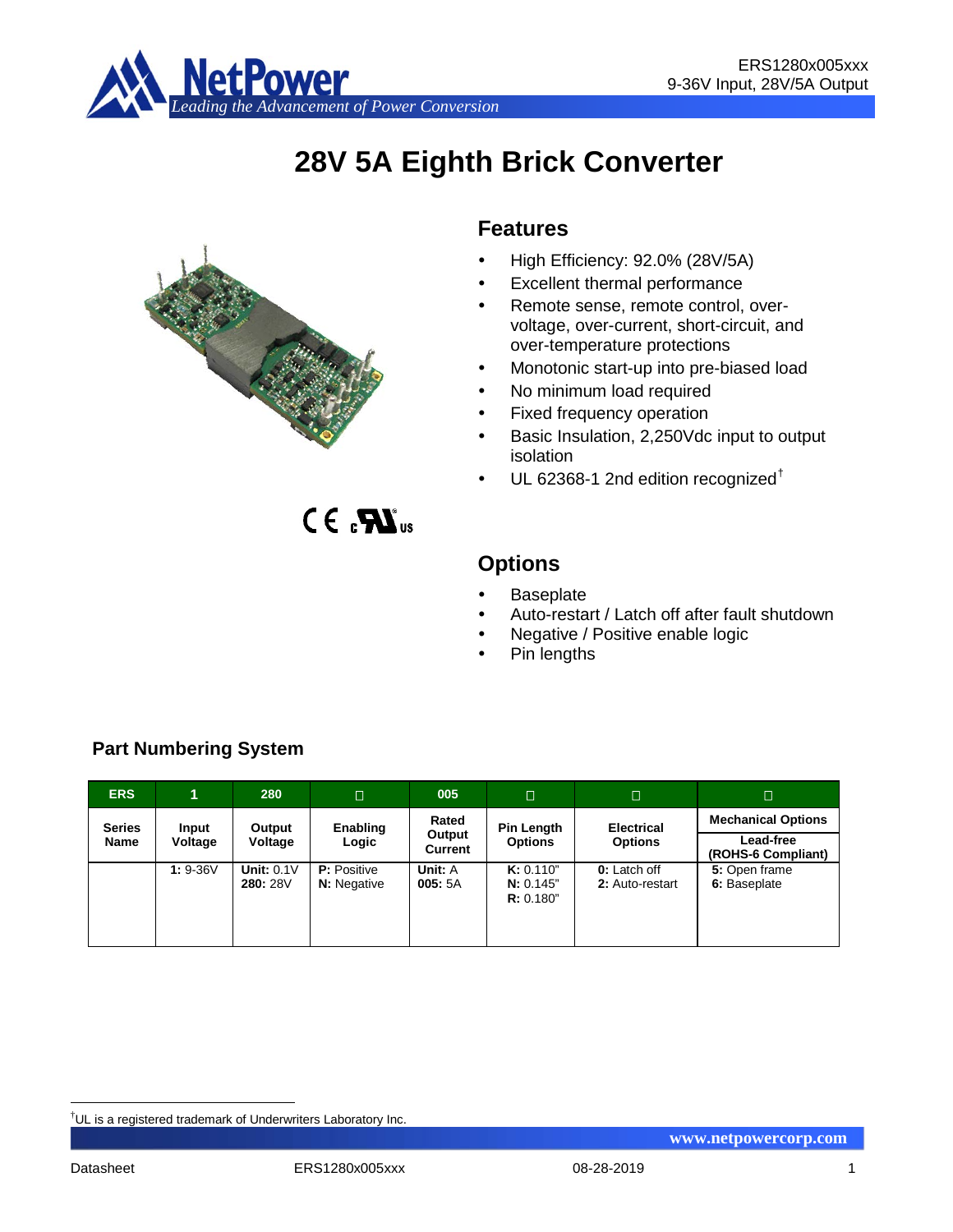# 28V 5A Eighth Brick Converter

## Features

- High Efficiency: 92.0% (28V/5A)
- Excellent thermal performance
- Remote sense, remote control, over-voltage, over-current, short-circuit, and over-temperature protections
- Monotonic start-up into pre-biased load
- No minimum load required
- Fixed frequency operation
- Basic Insulation, 2,250Vdc input to output isolation
- UL 62368-1 2nd edition recognized†

## Options

- Baseplate
- Auto-restart / Latch off after fault shutdown
- Negative / Positive enable logic
- Pin lengths

### Part Numbering System

| ERS | 1 | 280 | □ | 005 | □ | □ | □ |
|---|---|---|---|---|---|---|---|
| **Series Name** | **Input Voltage** | **Output Voltage** | **Enabling Logic** | **Rated Output Current** | **Pin Length Options** | **Electrical Options** | **Mechanical Options** / **Lead-free (ROHS-6 Compliant)** |
| | **1:** 9-36V | **Unit:** 0.1V<br>**280:** 28V | **P:** Positive<br>**N:** Negative | **Unit:** A<br>**005:** 5A | **K:** 0.110"<br>**N:** 0.145"<br>**R:** 0.180" | **0:** Latch off<br>**2:** Auto-restart | **5:** Open frame<br>**6:** Baseplate |

†UL is a registered trademark of Underwriters Laboratory Inc.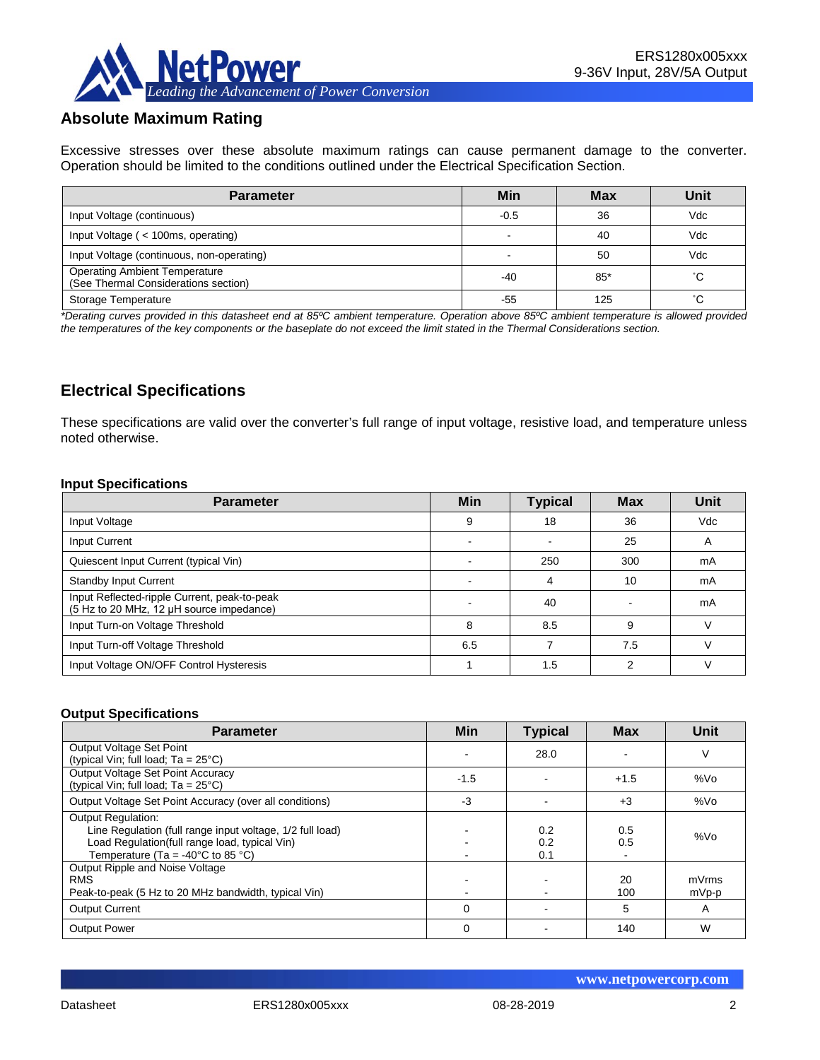## Absolute Maximum Rating

Excessive stresses over these absolute maximum ratings can cause permanent damage to the converter. Operation should be limited to the conditions outlined under the Electrical Specification Section.

| Parameter | Min | Max | Unit |
|---|---|---|---|
| Input Voltage (continuous) | -0.5 | 36 | Vdc |
| Input Voltage ( < 100ms, operating) | - | 40 | Vdc |
| Input Voltage (continuous, non-operating) | - | 50 | Vdc |
| Operating Ambient Temperature (See Thermal Considerations section) | -40 | 85* | ˚C |
| Storage Temperature | -55 | 125 | ˚C |

*\*Derating curves provided in this datasheet end at 85ºC ambient temperature. Operation above 85ºC ambient temperature is allowed provided the temperatures of the key components or the baseplate do not exceed the limit stated in the Thermal Considerations section.*

## Electrical Specifications

These specifications are valid over the converter's full range of input voltage, resistive load, and temperature unless noted otherwise.

### Input Specifications

| Parameter | Min | Typical | Max | Unit |
|---|---|---|---|---|
| Input Voltage | 9 | 18 | 36 | Vdc |
| Input Current | - | - | 25 | A |
| Quiescent Input Current (typical Vin) | - | 250 | 300 | mA |
| Standby Input Current | - | 4 | 10 | mA |
| Input Reflected-ripple Current, peak-to-peak (5 Hz to 20 MHz, 12 µH source impedance) | - | 40 | - | mA |
| Input Turn-on Voltage Threshold | 8 | 8.5 | 9 | V |
| Input Turn-off Voltage Threshold | 6.5 | 7 | 7.5 | V |
| Input Voltage ON/OFF Control Hysteresis | 1 | 1.5 | 2 | V |

### Output Specifications

| Parameter | Min | Typical | Max | Unit |
|---|---|---|---|---|
| Output Voltage Set Point (typical Vin; full load; Ta = 25°C) | - | 28.0 | - | V |
| Output Voltage Set Point Accuracy (typical Vin; full load; Ta = 25°C) | -1.5 | - | +1.5 | %Vo |
| Output Voltage Set Point Accuracy (over all conditions) | -3 | - | +3 | %Vo |
| Output Regulation:<br>Line Regulation (full range input voltage, 1/2 full load)<br>Load Regulation(full range load, typical Vin)<br>Temperature (Ta = -40°C to 85 °C) | <br>-<br>-<br>- | <br>0.2<br>0.2<br>0.1 | <br>0.5<br>0.5<br>- | %Vo |
| Output Ripple and Noise Voltage<br>RMS<br>Peak-to-peak (5 Hz to 20 MHz bandwidth, typical Vin) | <br>-<br>- | <br>-<br>- | <br>20<br>100 | <br>mVrms<br>mVp-p |
| Output Current | 0 | - | 5 | A |
| Output Power | 0 | - | 140 | W |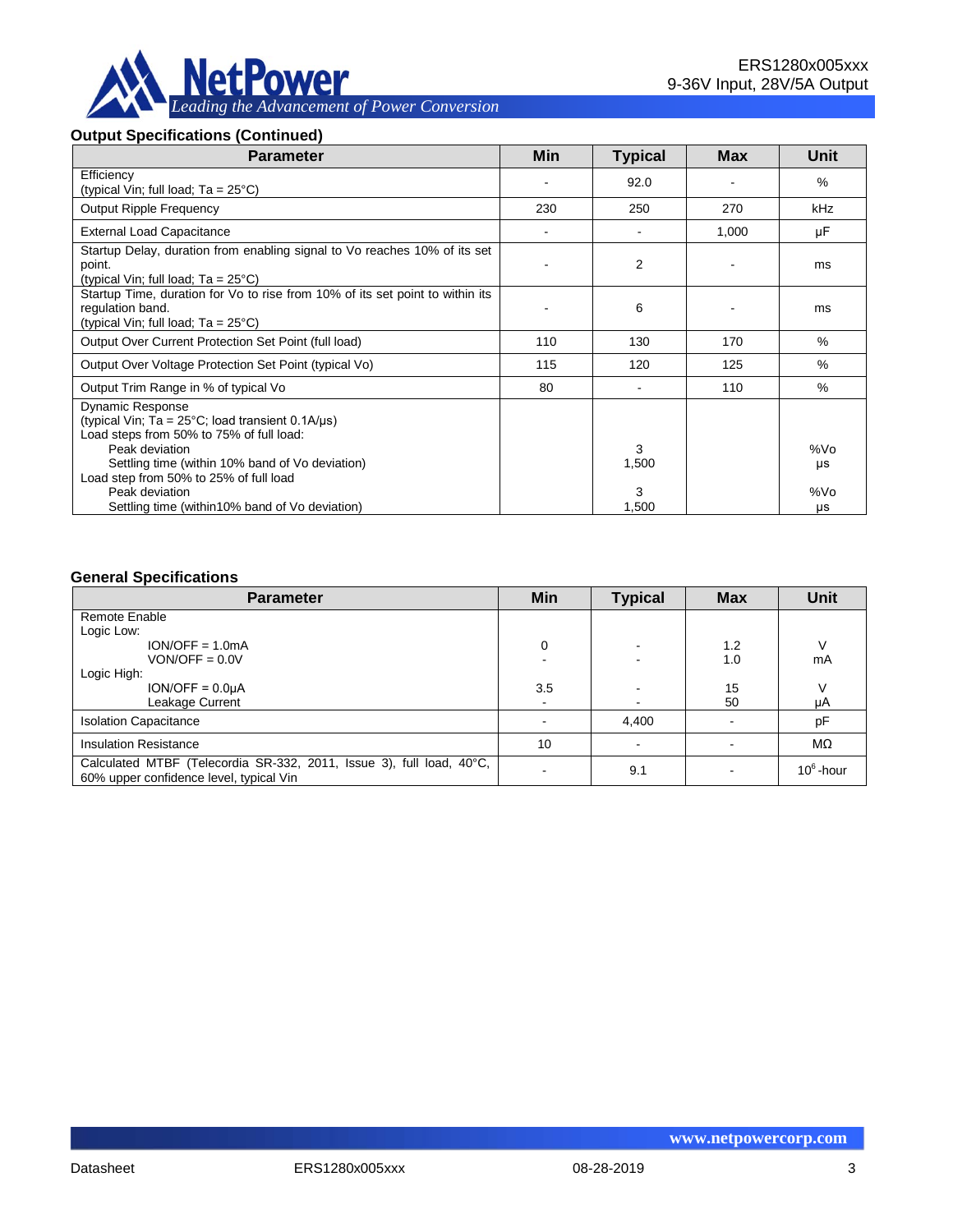## Output Specifications (Continued)

| Parameter | Min | Typical | Max | Unit |
|---|---|---|---|---|
| Efficiency<br>(typical Vin; full load; Ta = 25°C) | - | 92.0 | - | % |
| Output Ripple Frequency | 230 | 250 | 270 | kHz |
| External Load Capacitance | - | - | 1,000 | µF |
| Startup Delay, duration from enabling signal to Vo reaches 10% of its set point.<br>(typical Vin; full load; Ta = 25°C) | - | 2 | - | ms |
| Startup Time, duration for Vo to rise from 10% of its set point to within its regulation band.<br>(typical Vin; full load; Ta = 25°C) | - | 6 | - | ms |
| Output Over Current Protection Set Point (full load) | 110 | 130 | 170 | % |
| Output Over Voltage Protection Set Point (typical Vo) | 115 | 120 | 125 | % |
| Output Trim Range in % of typical Vo | 80 | - | 110 | % |
| Dynamic Response<br>(typical Vin; Ta = 25°C; load transient 0.1A/µs)<br>Load steps from 50% to 75% of full load:<br>Peak deviation<br>Settling time (within 10% band of Vo deviation)<br>Load step from 50% to 25% of full load<br>Peak deviation<br>Settling time (within10% band of Vo deviation) | | <br><br><br>3<br>1,500<br><br>3<br>1,500 | | <br><br><br>%Vo<br>µs<br><br>%Vo<br>µs |

## General Specifications

| Parameter | Min | Typical | Max | Unit |
|---|---|---|---|---|
| Remote Enable<br>Logic Low:<br>ION/OFF = 1.0mA<br>VON/OFF = 0.0V<br>Logic High:<br>ION/OFF = 0.0µA<br>Leakage Current | <br><br>0<br>-<br><br>3.5<br>- | <br><br>-<br>-<br><br>-<br>- | <br><br>1.2<br>1.0<br><br>15<br>50 | <br><br>V<br>mA<br><br>V<br>µA |
| Isolation Capacitance | - | 4,400 | - | pF |
| Insulation Resistance | 10 | - | - | MΩ |
| Calculated MTBF (Telecordia SR-332, 2011, Issue 3), full load, 40°C, 60% upper confidence level, typical Vin | - | 9.1 | - | $10^6$-hour |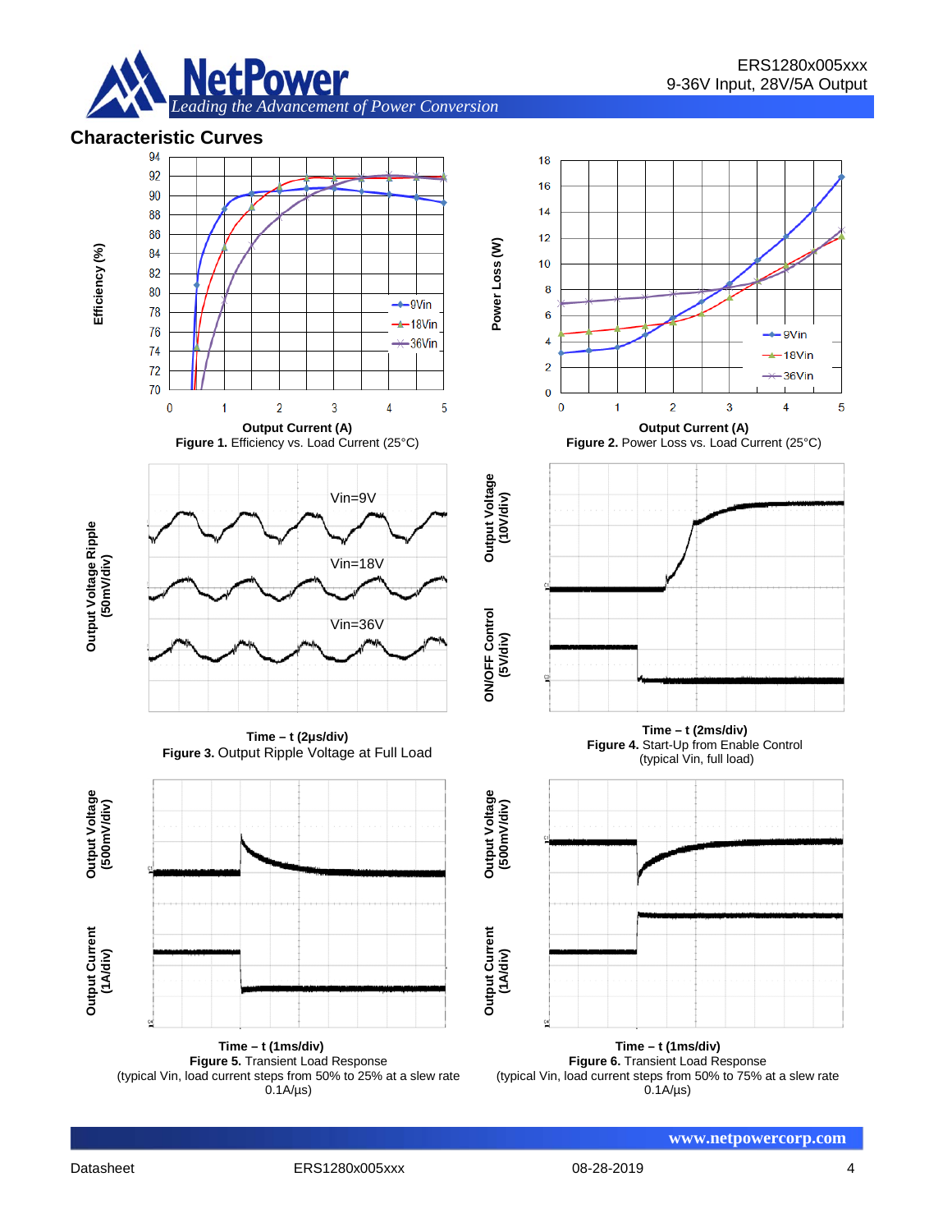## Characteristic Curves

Output Current (A)

**Figure 1.** Efficiency vs. Load Current (25°C)

Output Current (A)

**Figure 2.** Power Loss vs. Load Current (25°C)

Time – t (2μs/div)

**Figure 3.** Output Ripple Voltage at Full Load

Time – t (2ms/div)

**Figure 4.** Start-Up from Enable Control (typical Vin, full load)

Time – t (1ms/div)

**Figure 5.** Transient Load Response (typical Vin, load current steps from 50% to 25% at a slew rate 0.1A/μs)

Time – t (1ms/div)

**Figure 6.** Transient Load Response (typical Vin, load current steps from 50% to 75% at a slew rate 0.1A/μs)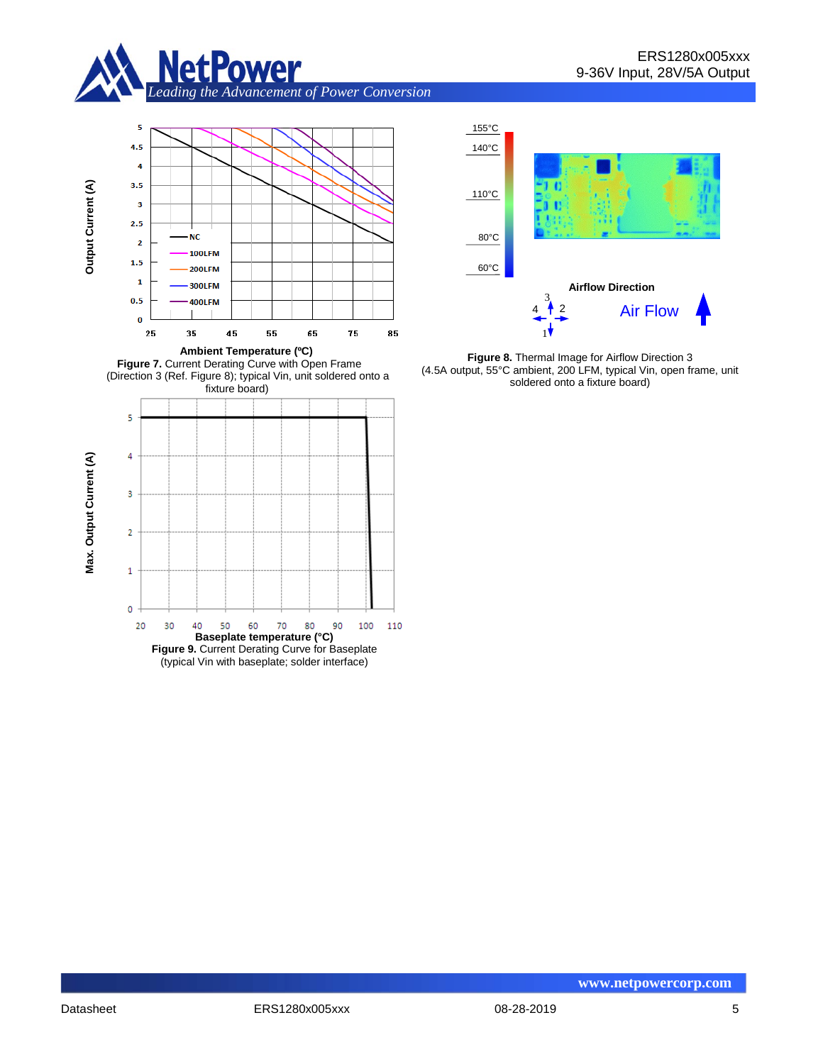**Figure 7.** Current Derating Curve with Open Frame (Direction 3 (Ref. Figure 8); typical Vin, unit soldered onto a fixture board)

**Figure 8.** Thermal Image for Airflow Direction 3 (4.5A output, 55°C ambient, 200 LFM, typical Vin, open frame, unit soldered onto a fixture board)

**Figure 9.** Current Derating Curve for Baseplate (typical Vin with baseplate; solder interface)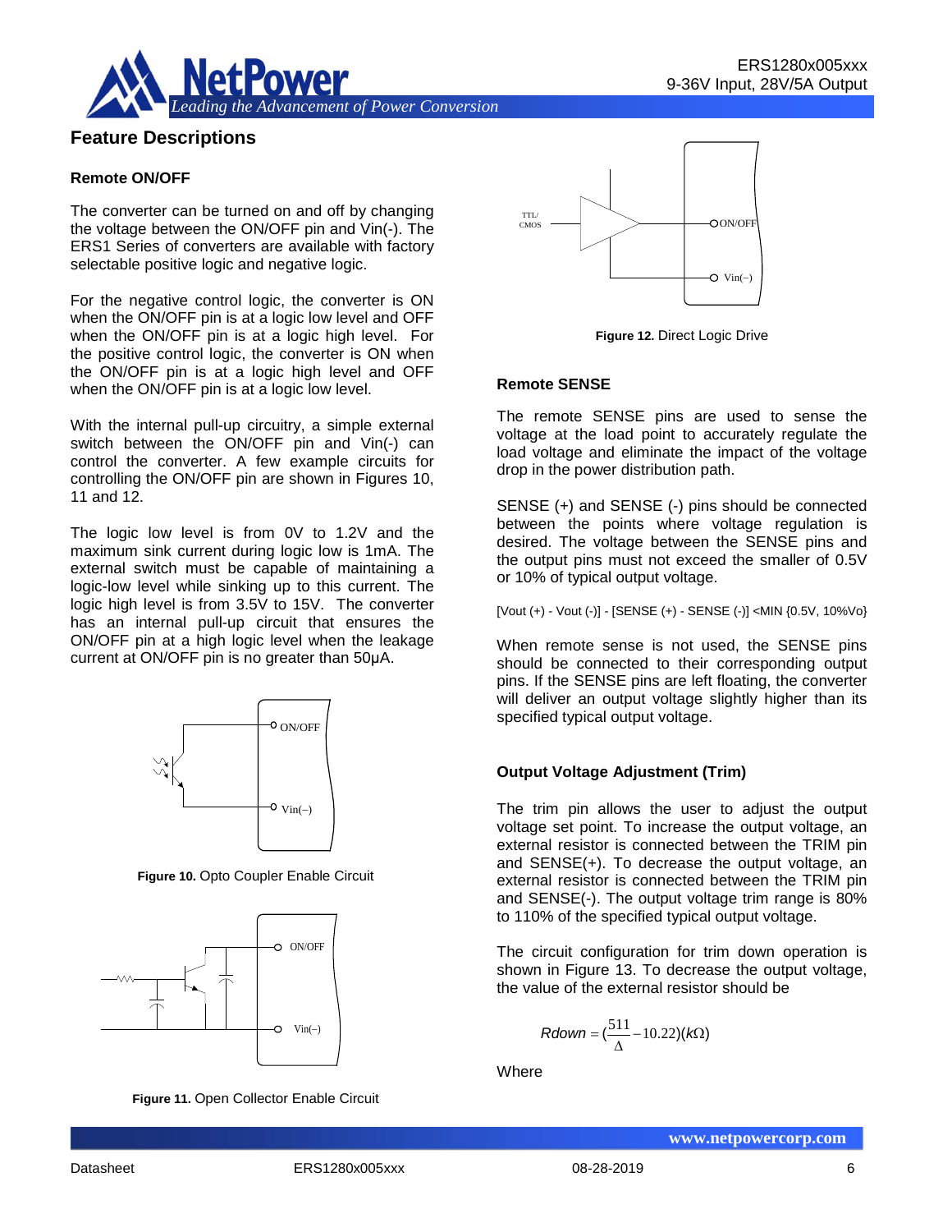## Feature Descriptions

### Remote ON/OFF

The converter can be turned on and off by changing the voltage between the ON/OFF pin and Vin(-). The ERS1 Series of converters are available with factory selectable positive logic and negative logic.

For the negative control logic, the converter is ON when the ON/OFF pin is at a logic low level and OFF when the ON/OFF pin is at a logic high level. For the positive control logic, the converter is ON when the ON/OFF pin is at a logic high level and OFF when the ON/OFF pin is at a logic low level.

With the internal pull-up circuitry, a simple external switch between the ON/OFF pin and Vin(-) can control the converter. A few example circuits for controlling the ON/OFF pin are shown in Figures 10, 11 and 12.

The logic low level is from 0V to 1.2V and the maximum sink current during logic low is 1mA. The external switch must be capable of maintaining a logic-low level while sinking up to this current. The logic high level is from 3.5V to 15V. The converter has an internal pull-up circuit that ensures the ON/OFF pin at a high logic level when the leakage current at ON/OFF pin is no greater than 50μA.

**Figure 10.** Opto Coupler Enable Circuit

**Figure 11.** Open Collector Enable Circuit

**Figure 12.** Direct Logic Drive

### Remote SENSE

The remote SENSE pins are used to sense the voltage at the load point to accurately regulate the load voltage and eliminate the impact of the voltage drop in the power distribution path.

SENSE (+) and SENSE (-) pins should be connected between the points where voltage regulation is desired. The voltage between the SENSE pins and the output pins must not exceed the smaller of 0.5V or 10% of typical output voltage.

[Vout (+) - Vout (-)] - [SENSE (+) - SENSE (-)] <MIN {0.5V, 10%Vo}

When remote sense is not used, the SENSE pins should be connected to their corresponding output pins. If the SENSE pins are left floating, the converter will deliver an output voltage slightly higher than its specified typical output voltage.

### Output Voltage Adjustment (Trim)

The trim pin allows the user to adjust the output voltage set point. To increase the output voltage, an external resistor is connected between the TRIM pin and SENSE(+). To decrease the output voltage, an external resistor is connected between the TRIM pin and SENSE(-). The output voltage trim range is 80% to 110% of the specified typical output voltage.

The circuit configuration for trim down operation is shown in Figure 13. To decrease the output voltage, the value of the external resistor should be

$$Rdown = \left(\frac{511}{\Delta} - 10.22\right)(k\Omega)$$

Where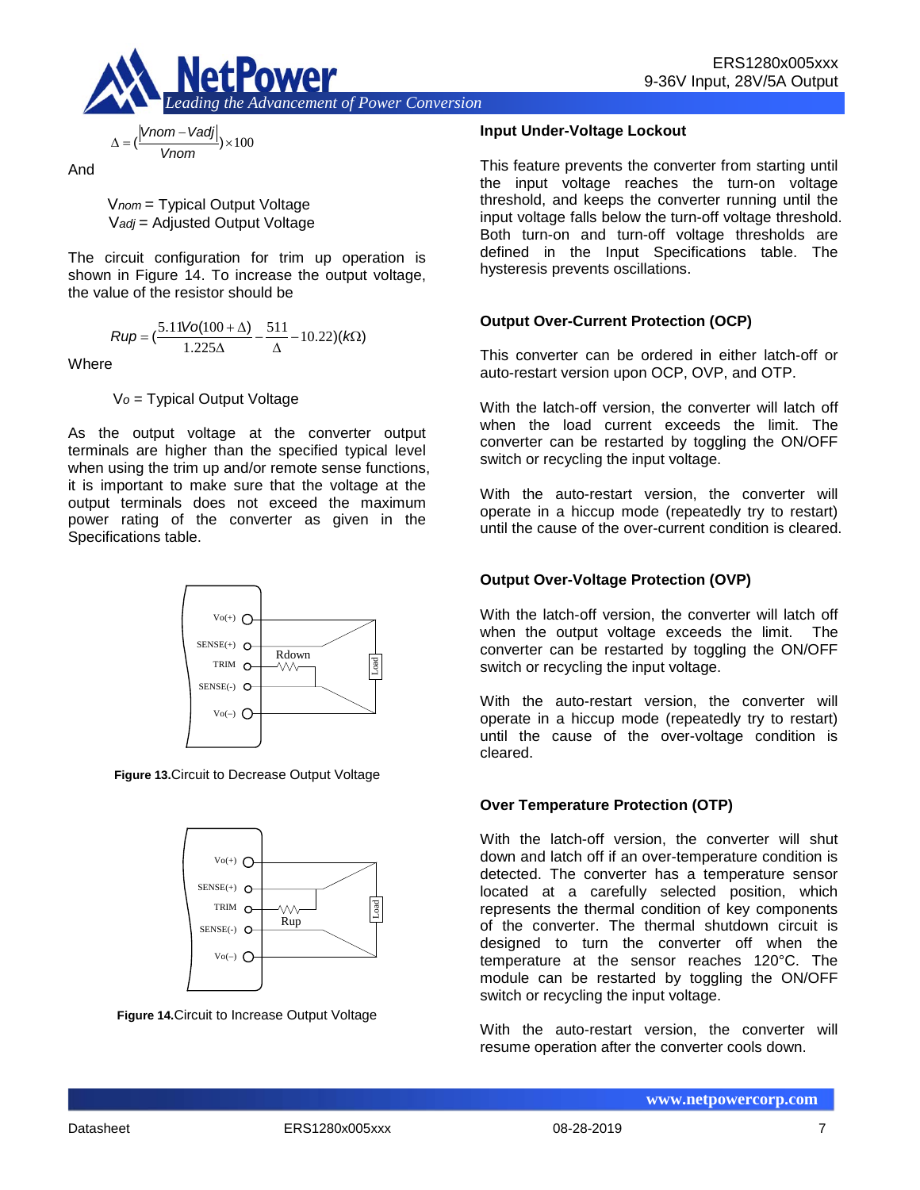$$\Delta = \left(\frac{|Vnom - Vadj|}{Vnom}\right) \times 100$$

And

$V_{nom}$ = Typical Output Voltage
$V_{adj}$ = Adjusted Output Voltage

The circuit configuration for trim up operation is shown in Figure 14. To increase the output voltage, the value of the resistor should be

$$Rup = \left(\frac{5.11Vo(100+\Delta)}{1.225\Delta} - \frac{511}{\Delta} - 10.22\right)(k\Omega)$$

Where

$V_o$ = Typical Output Voltage

As the output voltage at the converter output terminals are higher than the specified typical level when using the trim up and/or remote sense functions, it is important to make sure that the voltage at the output terminals does not exceed the maximum power rating of the converter as given in the Specifications table.

**Figure 13.** Circuit to Decrease Output Voltage

**Figure 14.** Circuit to Increase Output Voltage

### Input Under-Voltage Lockout

This feature prevents the converter from starting until the input voltage reaches the turn-on voltage threshold, and keeps the converter running until the input voltage falls below the turn-off voltage threshold. Both turn-on and turn-off voltage thresholds are defined in the Input Specifications table. The hysteresis prevents oscillations.

### Output Over-Current Protection (OCP)

This converter can be ordered in either latch-off or auto-restart version upon OCP, OVP, and OTP.

With the latch-off version, the converter will latch off when the load current exceeds the limit. The converter can be restarted by toggling the ON/OFF switch or recycling the input voltage.

With the auto-restart version, the converter will operate in a hiccup mode (repeatedly try to restart) until the cause of the over-current condition is cleared.

### Output Over-Voltage Protection (OVP)

With the latch-off version, the converter will latch off when the output voltage exceeds the limit. The converter can be restarted by toggling the ON/OFF switch or recycling the input voltage.

With the auto-restart version, the converter will operate in a hiccup mode (repeatedly try to restart) until the cause of the over-voltage condition is cleared.

### Over Temperature Protection (OTP)

With the latch-off version, the converter will shut down and latch off if an over-temperature condition is detected. The converter has a temperature sensor located at a carefully selected position, which represents the thermal condition of key components of the converter. The thermal shutdown circuit is designed to turn the converter off when the temperature at the sensor reaches 120°C. The module can be restarted by toggling the ON/OFF switch or recycling the input voltage.

With the auto-restart version, the converter will resume operation after the converter cools down.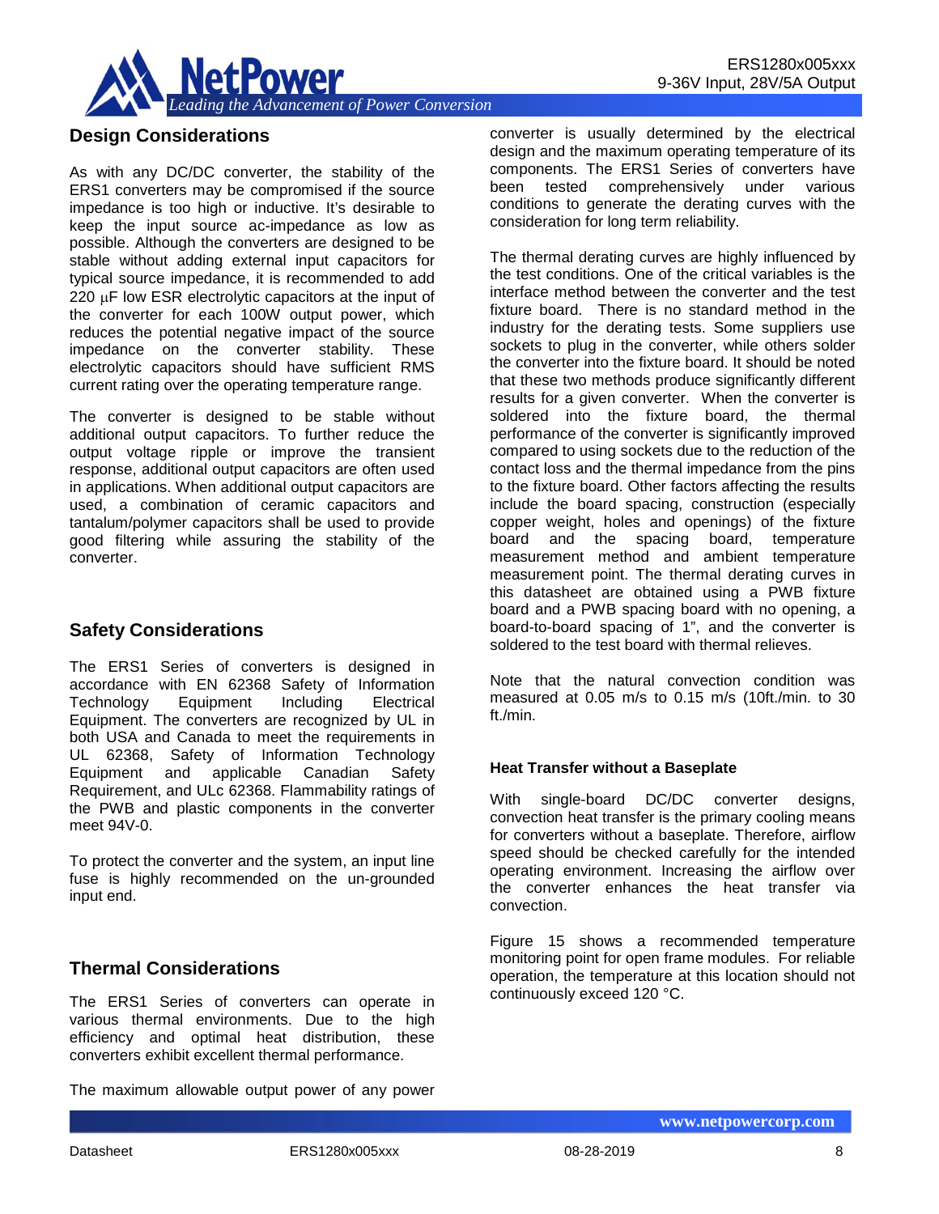## Design Considerations

As with any DC/DC converter, the stability of the ERS1 converters may be compromised if the source impedance is too high or inductive. It's desirable to keep the input source ac-impedance as low as possible. Although the converters are designed to be stable without adding external input capacitors for typical source impedance, it is recommended to add 220 μF low ESR electrolytic capacitors at the input of the converter for each 100W output power, which reduces the potential negative impact of the source impedance on the converter stability. These electrolytic capacitors should have sufficient RMS current rating over the operating temperature range.

The converter is designed to be stable without additional output capacitors. To further reduce the output voltage ripple or improve the transient response, additional output capacitors are often used in applications. When additional output capacitors are used, a combination of ceramic capacitors and tantalum/polymer capacitors shall be used to provide good filtering while assuring the stability of the converter.

## Safety Considerations

The ERS1 Series of converters is designed in accordance with EN 62368 Safety of Information Technology Equipment Including Electrical Equipment. The converters are recognized by UL in both USA and Canada to meet the requirements in UL 62368, Safety of Information Technology Equipment and applicable Canadian Safety Requirement, and ULc 62368. Flammability ratings of the PWB and plastic components in the converter meet 94V-0.

To protect the converter and the system, an input line fuse is highly recommended on the un-grounded input end.

## Thermal Considerations

The ERS1 Series of converters can operate in various thermal environments. Due to the high efficiency and optimal heat distribution, these converters exhibit excellent thermal performance.

The maximum allowable output power of any power converter is usually determined by the electrical design and the maximum operating temperature of its components. The ERS1 Series of converters have been tested comprehensively under various conditions to generate the derating curves with the consideration for long term reliability.

The thermal derating curves are highly influenced by the test conditions. One of the critical variables is the interface method between the converter and the test fixture board. There is no standard method in the industry for the derating tests. Some suppliers use sockets to plug in the converter, while others solder the converter into the fixture board. It should be noted that these two methods produce significantly different results for a given converter. When the converter is soldered into the fixture board, the thermal performance of the converter is significantly improved compared to using sockets due to the reduction of the contact loss and the thermal impedance from the pins to the fixture board. Other factors affecting the results include the board spacing, construction (especially copper weight, holes and openings) of the fixture board and the spacing board, temperature measurement method and ambient temperature measurement point. The thermal derating curves in this datasheet are obtained using a PWB fixture board and a PWB spacing board with no opening, a board-to-board spacing of 1", and the converter is soldered to the test board with thermal relieves.

Note that the natural convection condition was measured at 0.05 m/s to 0.15 m/s (10ft./min. to 30 ft./min.

### Heat Transfer without a Baseplate

With single-board DC/DC converter designs, convection heat transfer is the primary cooling means for converters without a baseplate. Therefore, airflow speed should be checked carefully for the intended operating environment. Increasing the airflow over the converter enhances the heat transfer via convection.

Figure 15 shows a recommended temperature monitoring point for open frame modules. For reliable operation, the temperature at this location should not continuously exceed 120 °C.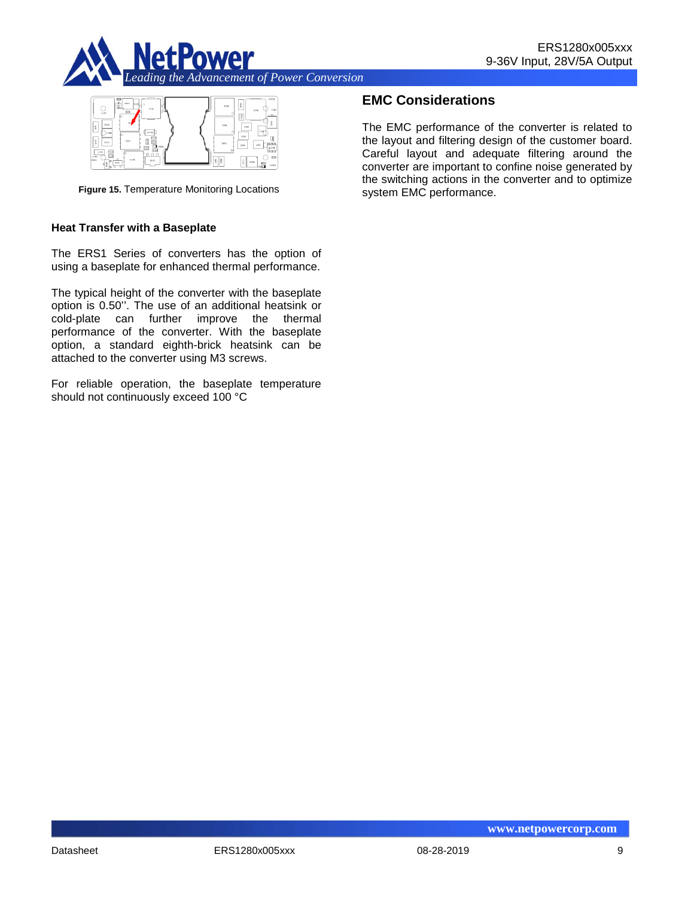**Figure 15.** Temperature Monitoring Locations

### Heat Transfer with a Baseplate

The ERS1 Series of converters has the option of using a baseplate for enhanced thermal performance.

The typical height of the converter with the baseplate option is 0.50''. The use of an additional heatsink or cold-plate can further improve the thermal performance of the converter. With the baseplate option, a standard eighth-brick heatsink can be attached to the converter using M3 screws.

For reliable operation, the baseplate temperature should not continuously exceed 100 °C

## EMC Considerations

The EMC performance of the converter is related to the layout and filtering design of the customer board. Careful layout and adequate filtering around the converter are important to confine noise generated by the switching actions in the converter and to optimize system EMC performance.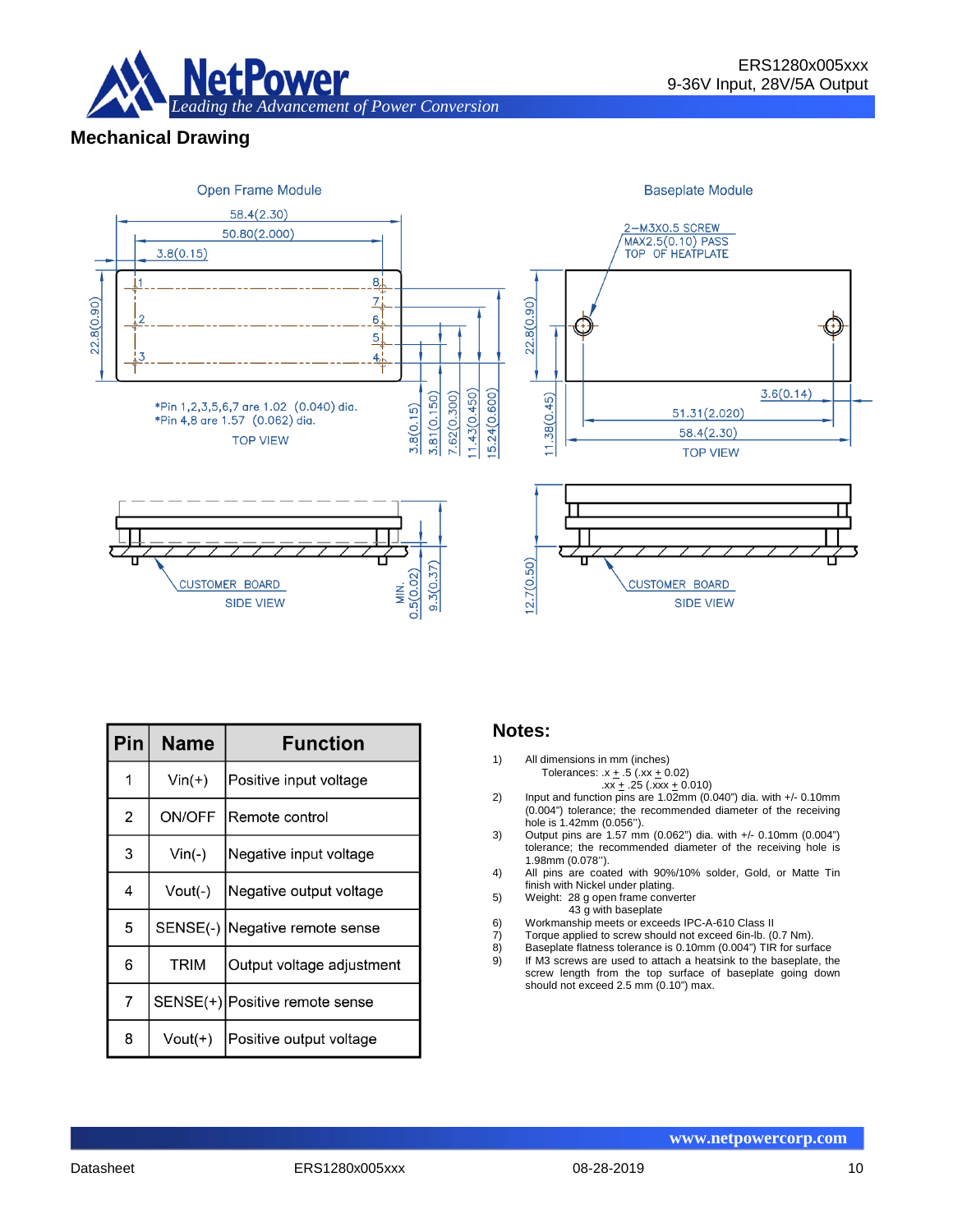## Mechanical Drawing

Open Frame Module

58.4(2.30)
50.80(2.000)
3.8(0.15)
22.8(0.90)

*Pin 1,2,3,5,6,7 are 1.02 (0.040) dia.
*Pin 4,8 are 1.57 (0.062) dia.

TOP VIEW

3.8(0.15)
3.81(0.150)
7.62(0.300)
11.43(0.450)
15.24(0.600)

CUSTOMER BOARD
SIDE VIEW

MIN.
0.5(0.02)
9.3(0.37)

Baseplate Module

2–M3X0.5 SCREW
MAX2.5(0.10) PASS
TOP OF HEATPLATE

22.8(0.90)
11.38(0.45)
3.6(0.14)
51.31(2.020)
58.4(2.30)

TOP VIEW

12.7(0.50)

CUSTOMER BOARD
SIDE VIEW

| Pin | Name | Function |
|---|---|---|
| 1 | Vin(+) | Positive input voltage |
| 2 | ON/OFF | Remote control |
| 3 | Vin(-) | Negative input voltage |
| 4 | Vout(-) | Negative output voltage |
| 5 | SENSE(-) | Negative remote sense |
| 6 | TRIM | Output voltage adjustment |
| 7 | SENSE(+) | Positive remote sense |
| 8 | Vout(+) | Positive output voltage |

### Notes:

1) All dimensions in mm (inches)
   Tolerances: .x ± .5 (.xx ± 0.02)
   .xx ± .25 (.xxx ± 0.010)
2) Input and function pins are 1.02mm (0.040") dia. with +/- 0.10mm (0.004") tolerance; the recommended diameter of the receiving hole is 1.42mm (0.056").
3) Output pins are 1.57 mm (0.062") dia. with +/- 0.10mm (0.004") tolerance; the recommended diameter of the receiving hole is 1.98mm (0.078").
4) All pins are coated with 90%/10% solder, Gold, or Matte Tin finish with Nickel under plating.
5) Weight: 28 g open frame converter
   43 g with baseplate
6) Workmanship meets or exceeds IPC-A-610 Class II
7) Torque applied to screw should not exceed 6in-lb. (0.7 Nm).
8) Baseplate flatness tolerance is 0.10mm (0.004") TIR for surface
9) If M3 screws are used to attach a heatsink to the baseplate, the screw length from the top surface of baseplate going down should not exceed 2.5 mm (0.10") max.